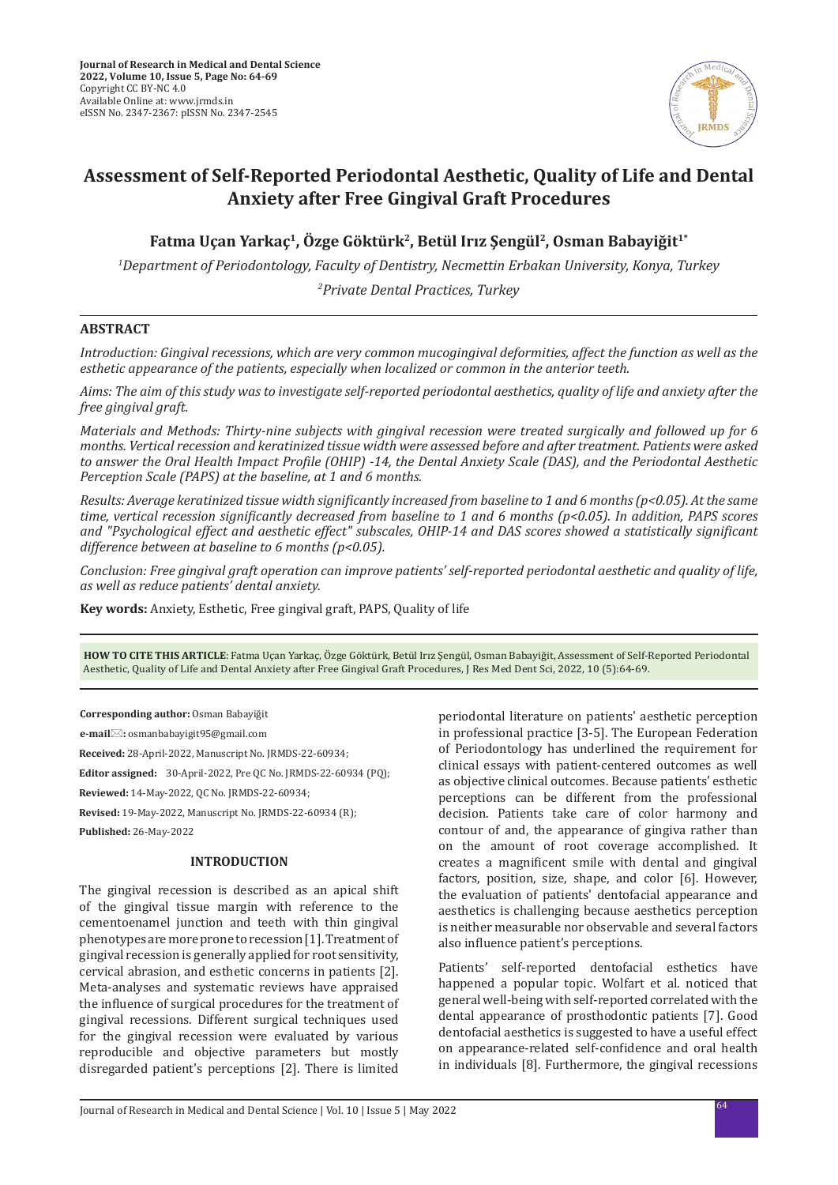Journal of Research in Medical and Dental Science
2022, Volume 10, Issue 5, Page No: 64-69
Copyright CC BY-NC 4.0
Available Online at: www.jrmds.in
eISSN No. 2347-2367: pISSN No. 2347-2545

# Assessment of Self-Reported Periodontal Aesthetic, Quality of Life and Dental Anxiety after Free Gingival Graft Procedures

**Fatma Uçan Yarkaç[1], Özge Göktürk[2], Betül Irız Şengül[2], Osman Babayiğit[1*]**

*[1]Department of Periodontology, Faculty of Dentistry, Necmettin Erbakan University, Konya, Turkey*

*[2]Private Dental Practices, Turkey*

## ABSTRACT

*Introduction: Gingival recessions, which are very common mucogingival deformities, affect the function as well as the esthetic appearance of the patients, especially when localized or common in the anterior teeth.*

*Aims: The aim of this study was to investigate self-reported periodontal aesthetics, quality of life and anxiety after the free gingival graft.*

*Materials and Methods: Thirty-nine subjects with gingival recession were treated surgically and followed up for 6 months. Vertical recession and keratinized tissue width were assessed before and after treatment. Patients were asked to answer the Oral Health Impact Profile (OHIP) -14, the Dental Anxiety Scale (DAS), and the Periodontal Aesthetic Perception Scale (PAPS) at the baseline, at 1 and 6 months.*

*Results: Average keratinized tissue width significantly increased from baseline to 1 and 6 months ($p<0.05$). At the same time, vertical recession significantly decreased from baseline to 1 and 6 months ($p<0.05$). In addition, PAPS scores and "Psychological effect and aesthetic effect" subscales, OHIP-14 and DAS scores showed a statistically significant difference between at baseline to 6 months ($p<0.05$).*

*Conclusion: Free gingival graft operation can improve patients' self-reported periodontal aesthetic and quality of life, as well as reduce patients' dental anxiety.*

**Key words:** Anxiety, Esthetic, Free gingival graft, PAPS, Quality of life

**HOW TO CITE THIS ARTICLE**: Fatma Uçan Yarkaç, Özge Göktürk, Betül Irız Şengül, Osman Babayiğit, Assessment of Self-Reported Periodontal Aesthetic, Quality of Life and Dental Anxiety after Free Gingival Graft Procedures, J Res Med Dent Sci, 2022, 10 (5):64-69.

**Corresponding author:** Osman Babayiğit

**e-mail:** osmanbabayigit95@gmail.com

**Received:** 28-April-2022, Manuscript No. JRMDS-22-60934;

**Editor assigned:** 30-April-2022, Pre QC No. JRMDS-22-60934 (PQ);

**Reviewed:** 14-May-2022, QC No. JRMDS-22-60934;

**Revised:** 19-May-2022, Manuscript No. JRMDS-22-60934 (R);

**Published:** 26-May-2022

## INTRODUCTION

The gingival recession is described as an apical shift of the gingival tissue margin with reference to the cementoenamel junction and teeth with thin gingival phenotypes are more prone to recession [1]. Treatment of gingival recession is generally applied for root sensitivity, cervical abrasion, and esthetic concerns in patients [2]. Meta-analyses and systematic reviews have appraised the influence of surgical procedures for the treatment of gingival recessions. Different surgical techniques used for the gingival recession were evaluated by various reproducible and objective parameters but mostly disregarded patient's perceptions [2]. There is limited periodontal literature on patients' aesthetic perception in professional practice [3-5]. The European Federation of Periodontology has underlined the requirement for clinical essays with patient-centered outcomes as well as objective clinical outcomes. Because patients' esthetic perceptions can be different from the professional decision. Patients take care of color harmony and contour of and, the appearance of gingiva rather than on the amount of root coverage accomplished. It creates a magnificent smile with dental and gingival factors, position, size, shape, and color [6]. However, the evaluation of patients' dentofacial appearance and aesthetics is challenging because aesthetics perception is neither measurable nor observable and several factors also influence patient's perceptions.

Patients' self-reported dentofacial esthetics have happened a popular topic. Wolfart et al. noticed that general well-being with self-reported correlated with the dental appearance of prosthodontic patients [7]. Good dentofacial aesthetics is suggested to have a useful effect on appearance-related self-confidence and oral health in individuals [8]. Furthermore, the gingival recessions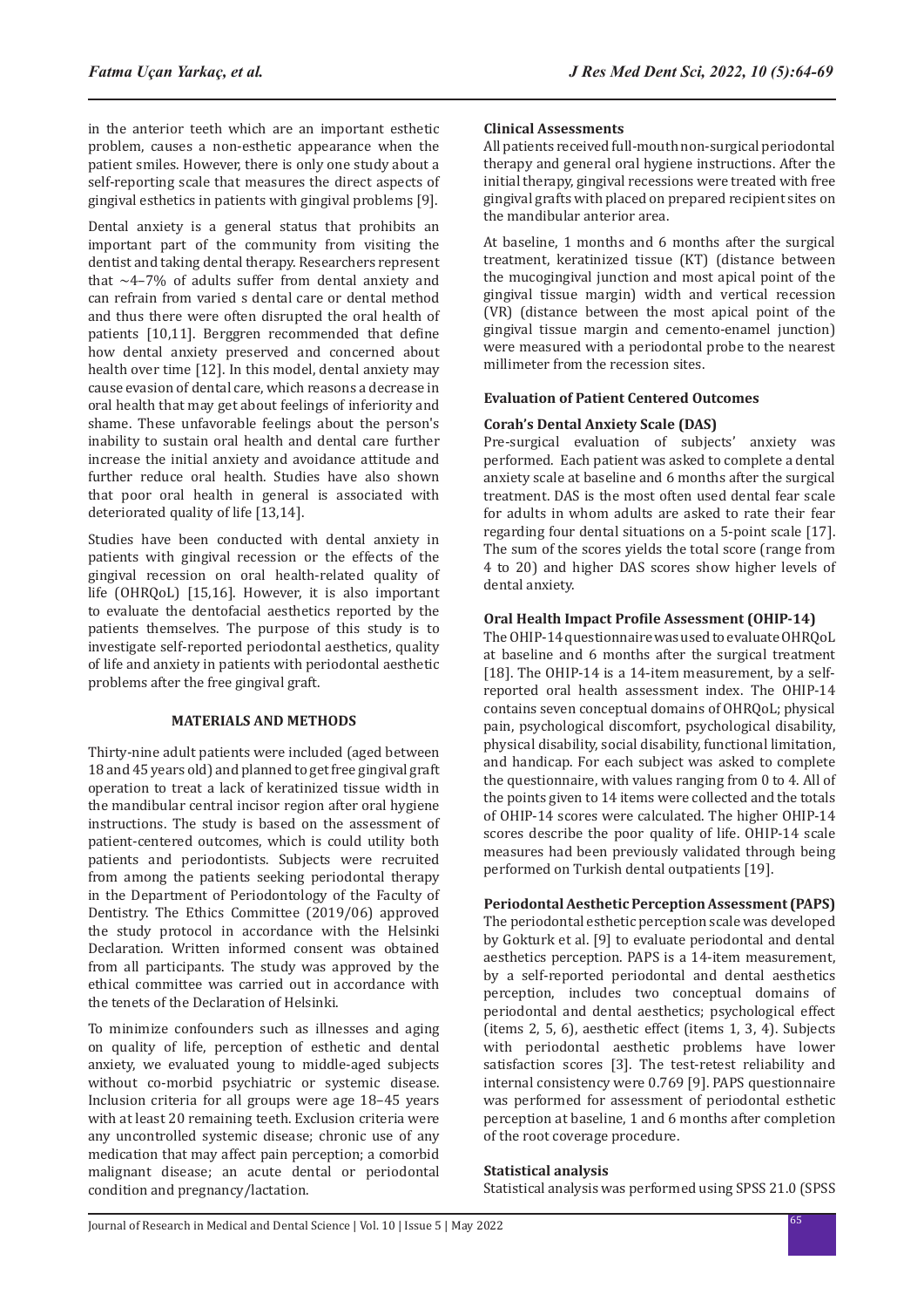in the anterior teeth which are an important esthetic problem, causes a non-esthetic appearance when the patient smiles. However, there is only one study about a self-reporting scale that measures the direct aspects of gingival esthetics in patients with gingival problems [9].

Dental anxiety is a general status that prohibits an important part of the community from visiting the dentist and taking dental therapy. Researchers represent that ~4–7% of adults suffer from dental anxiety and can refrain from varied s dental care or dental method and thus there were often disrupted the oral health of patients [10,11]. Berggren recommended that define how dental anxiety preserved and concerned about health over time [12]. In this model, dental anxiety may cause evasion of dental care, which reasons a decrease in oral health that may get about feelings of inferiority and shame. These unfavorable feelings about the person's inability to sustain oral health and dental care further increase the initial anxiety and avoidance attitude and further reduce oral health. Studies have also shown that poor oral health in general is associated with deteriorated quality of life [13,14].

Studies have been conducted with dental anxiety in patients with gingival recession or the effects of the gingival recession on oral health-related quality of life (OHRQoL) [15,16]. However, it is also important to evaluate the dentofacial aesthetics reported by the patients themselves. The purpose of this study is to investigate self-reported periodontal aesthetics, quality of life and anxiety in patients with periodontal aesthetic problems after the free gingival graft.

## MATERIALS AND METHODS

Thirty-nine adult patients were included (aged between 18 and 45 years old) and planned to get free gingival graft operation to treat a lack of keratinized tissue width in the mandibular central incisor region after oral hygiene instructions. The study is based on the assessment of patient-centered outcomes, which is could utility both patients and periodontists. Subjects were recruited from among the patients seeking periodontal therapy in the Department of Periodontology of the Faculty of Dentistry. The Ethics Committee (2019/06) approved the study protocol in accordance with the Helsinki Declaration. Written informed consent was obtained from all participants. The study was approved by the ethical committee was carried out in accordance with the tenets of the Declaration of Helsinki.

To minimize confounders such as illnesses and aging on quality of life, perception of esthetic and dental anxiety, we evaluated young to middle-aged subjects without co-morbid psychiatric or systemic disease. Inclusion criteria for all groups were age 18–45 years with at least 20 remaining teeth. Exclusion criteria were any uncontrolled systemic disease; chronic use of any medication that may affect pain perception; a comorbid malignant disease; an acute dental or periodontal condition and pregnancy/lactation.

### Clinical Assessments

All patients received full-mouth non-surgical periodontal therapy and general oral hygiene instructions. After the initial therapy, gingival recessions were treated with free gingival grafts with placed on prepared recipient sites on the mandibular anterior area.

At baseline, 1 months and 6 months after the surgical treatment, keratinized tissue (KT) (distance between the mucogingival junction and most apical point of the gingival tissue margin) width and vertical recession (VR) (distance between the most apical point of the gingival tissue margin and cemento-enamel junction) were measured with a periodontal probe to the nearest millimeter from the recession sites.

### Evaluation of Patient Centered Outcomes

#### Corah's Dental Anxiety Scale (DAS)

Pre-surgical evaluation of subjects' anxiety was performed. Each patient was asked to complete a dental anxiety scale at baseline and 6 months after the surgical treatment. DAS is the most often used dental fear scale for adults in whom adults are asked to rate their fear regarding four dental situations on a 5-point scale [17]. The sum of the scores yields the total score (range from 4 to 20) and higher DAS scores show higher levels of dental anxiety.

#### Oral Health Impact Profile Assessment (OHIP-14)

The OHIP-14 questionnaire was used to evaluate OHRQoL at baseline and 6 months after the surgical treatment [18]. The OHIP-14 is a 14-item measurement, by a self-reported oral health assessment index. The OHIP-14 contains seven conceptual domains of OHRQoL; physical pain, psychological discomfort, psychological disability, physical disability, social disability, functional limitation, and handicap. For each subject was asked to complete the questionnaire, with values ranging from 0 to 4. All of the points given to 14 items were collected and the totals of OHIP-14 scores were calculated. The higher OHIP-14 scores describe the poor quality of life. OHIP-14 scale measures had been previously validated through being performed on Turkish dental outpatients [19].

#### Periodontal Aesthetic Perception Assessment (PAPS)

The periodontal esthetic perception scale was developed by Gokturk et al. [9] to evaluate periodontal and dental aesthetics perception. PAPS is a 14-item measurement, by a self-reported periodontal and dental aesthetics perception, includes two conceptual domains of periodontal and dental aesthetics; psychological effect (items 2, 5, 6), aesthetic effect (items 1, 3, 4). Subjects with periodontal aesthetic problems have lower satisfaction scores [3]. The test-retest reliability and internal consistency were 0.769 [9]. PAPS questionnaire was performed for assessment of periodontal esthetic perception at baseline, 1 and 6 months after completion of the root coverage procedure.

### Statistical analysis

Statistical analysis was performed using SPSS 21.0 (SPSS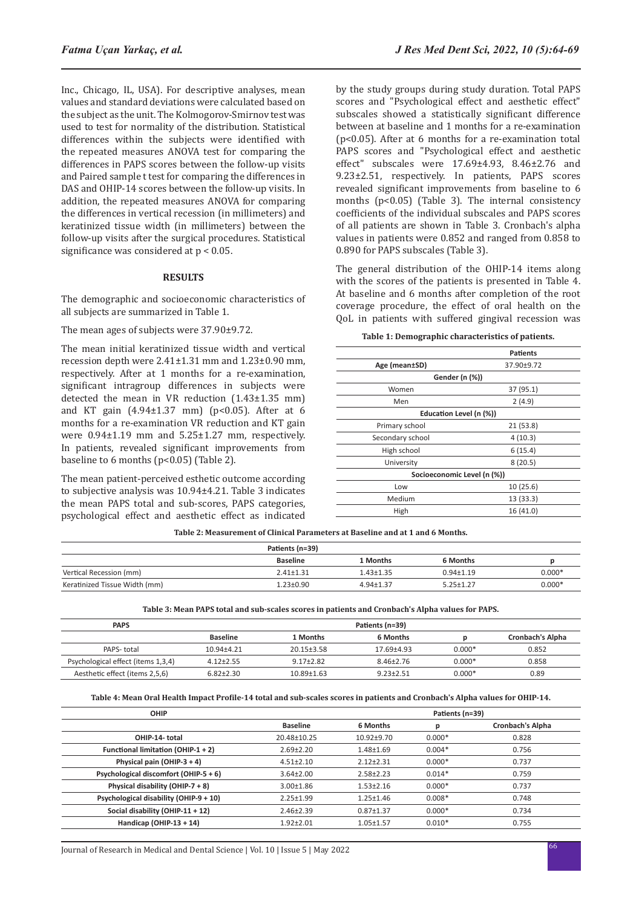Inc., Chicago, IL, USA). For descriptive analyses, mean values and standard deviations were calculated based on the subject as the unit. The Kolmogorov-Smirnov test was used to test for normality of the distribution. Statistical differences within the subjects were identified with the repeated measures ANOVA test for comparing the differences in PAPS scores between the follow-up visits and Paired sample t test for comparing the differences in DAS and OHIP-14 scores between the follow-up visits. In addition, the repeated measures ANOVA for comparing the differences in vertical recession (in millimeters) and keratinized tissue width (in millimeters) between the follow-up visits after the surgical procedures. Statistical significance was considered at $p < 0.05$.

## RESULTS

The demographic and socioeconomic characteristics of all subjects are summarized in Table 1.

The mean ages of subjects were 37.90±9.72.

The mean initial keratinized tissue width and vertical recession depth were 2.41±1.31 mm and 1.23±0.90 mm, respectively. After at 1 months for a re-examination, significant intragroup differences in subjects were detected the mean in VR reduction (1.43±1.35 mm) and KT gain (4.94±1.37 mm) ($p<0.05$). After at 6 months for a re-examination VR reduction and KT gain were 0.94±1.19 mm and 5.25±1.27 mm, respectively. In patients, revealed significant improvements from baseline to 6 months ($p<0.05$) (Table 2).

The mean patient-perceived esthetic outcome according to subjective analysis was 10.94±4.21. Table 3 indicates the mean PAPS total and sub-scores, PAPS categories, psychological effect and aesthetic effect as indicated by the study groups during study duration. Total PAPS scores and "Psychological effect and aesthetic effect" subscales showed a statistically significant difference between at baseline and 1 months for a re-examination ($p<0.05$). After at 6 months for a re-examination total PAPS scores and "Psychological effect and aesthetic effect" subscales were 17.69±4.93, 8.46±2.76 and 9.23±2.51, respectively. In patients, PAPS scores revealed significant improvements from baseline to 6 months ($p<0.05$) (Table 3). The internal consistency coefficients of the individual subscales and PAPS scores of all patients are shown in Table 3. Cronbach's alpha values in patients were 0.852 and ranged from 0.858 to 0.890 for PAPS subscales (Table 3).

The general distribution of the OHIP-14 items along with the scores of the patients is presented in Table 4. At baseline and 6 months after completion of the root coverage procedure, the effect of oral health on the QoL in patients with suffered gingival recession was

**Table 1: Demographic characteristics of patients.**

| | Patients |
|---|---|
| Age (mean±SD) | 37.90±9.72 |
| **Gender (n (%))** | |
| Women | 37 (95.1) |
| Men | 2 (4.9) |
| **Education Level (n (%))** | |
| Primary school | 21 (53.8) |
| Secondary school | 4 (10.3) |
| High school | 6 (15.4) |
| University | 8 (20.5) |
| **Socioeconomic Level (n (%))** | |
| Low | 10 (25.6) |
| Medium | 13 (33.3) |
| High | 16 (41.0) |

**Table 2: Measurement of Clinical Parameters at Baseline and at 1 and 6 Months.**

| | Patients (n=39) | | | |
|---|---|---|---|---|
| | Baseline | 1 Months | 6 Months | p |
| Vertical Recession (mm) | 2.41±1.31 | 1.43±1.35 | 0.94±1.19 | 0.000* |
| Keratinized Tissue Width (mm) | 1.23±0.90 | 4.94±1.37 | 5.25±1.27 | 0.000* |

**Table 3: Mean PAPS total and sub-scales scores in patients and Cronbach's Alpha values for PAPS.**

| PAPS | Patients (n=39) | | | | |
|---|---|---|---|---|---|
| | Baseline | 1 Months | 6 Months | p | Cronbach's Alpha |
| PAPS- total | 10.94±4.21 | 20.15±3.58 | 17.69±4.93 | 0.000* | 0.852 |
| Psychological effect (items 1,3,4) | 4.12±2.55 | 9.17±2.82 | 8.46±2.76 | 0.000* | 0.858 |
| Aesthetic effect (items 2,5,6) | 6.82±2.30 | 10.89±1.63 | 9.23±2.51 | 0.000* | 0.89 |

**Table 4: Mean Oral Health Impact Profile-14 total and sub-scales scores in patients and Cronbach's Alpha values for OHIP-14.**

| OHIP | Patients (n=39) | | | |
|---|---|---|---|---|
| | Baseline | 6 Months | p | Cronbach's Alpha |
| **OHIP-14- total** | 20.48±10.25 | 10.92±9.70 | 0.000* | 0.828 |
| **Functional limitation (OHIP-1 + 2)** | 2.69±2.20 | 1.48±1.69 | 0.004* | 0.756 |
| **Physical pain (OHIP-3 + 4)** | 4.51±2.10 | 2.12±2.31 | 0.000* | 0.737 |
| **Psychological discomfort (OHIP-5 + 6)** | 3.64±2.00 | 2.58±2.23 | 0.014* | 0.759 |
| **Physical disability (OHIP-7 + 8)** | 3.00±1.86 | 1.53±2.16 | 0.000* | 0.737 |
| **Psychological disability (OHIP-9 + 10)** | 2.25±1.99 | 1.25±1.46 | 0.008* | 0.748 |
| **Social disability (OHIP-11 + 12)** | 2.46±2.39 | 0.87±1.37 | 0.000* | 0.734 |
| **Handicap (OHIP-13 + 14)** | 1.92±2.01 | 1.05±1.57 | 0.010* | 0.755 |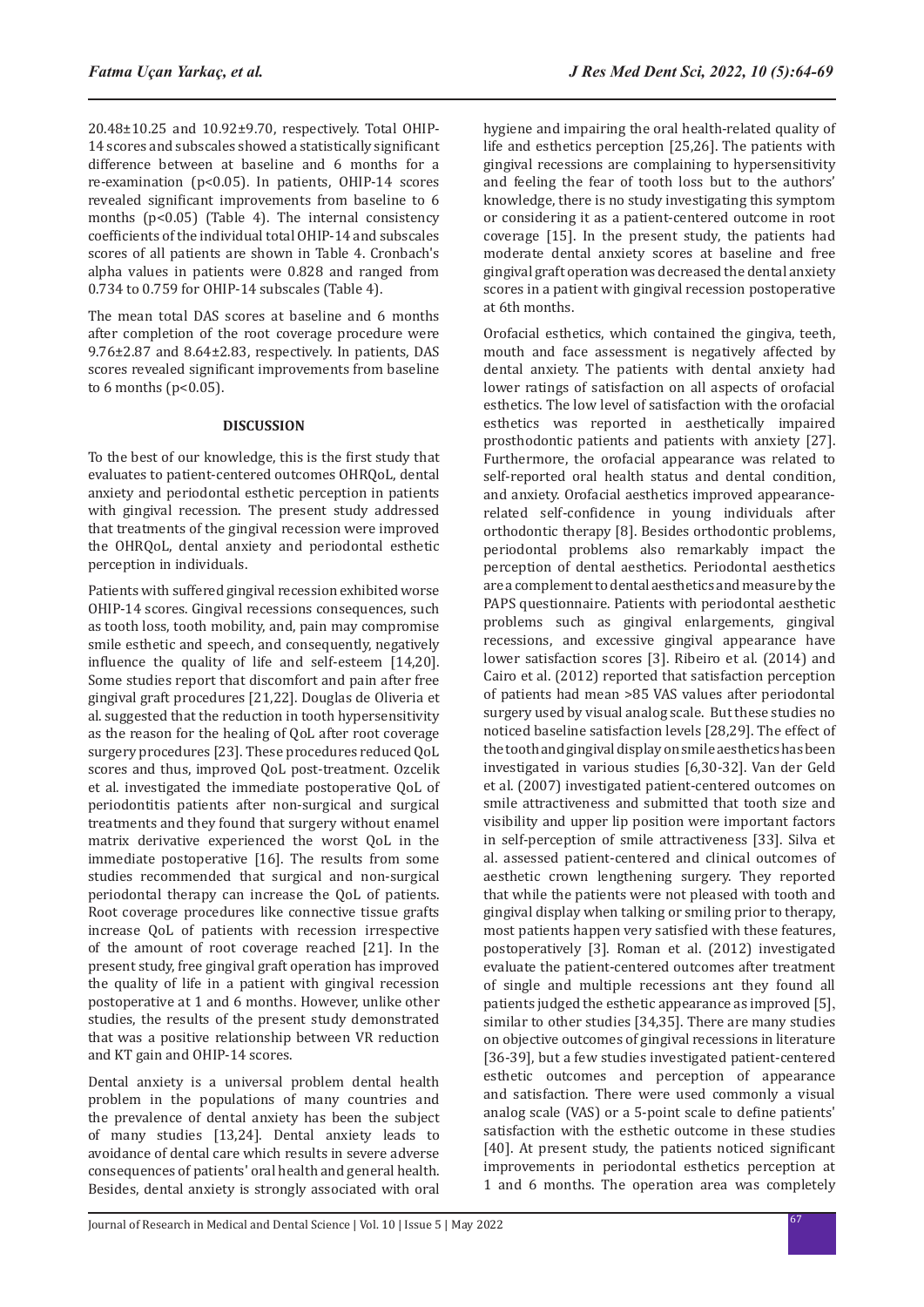20.48±10.25 and 10.92±9.70, respectively. Total OHIP-14 scores and subscales showed a statistically significant difference between at baseline and 6 months for a re-examination ($p<0.05$). In patients, OHIP-14 scores revealed significant improvements from baseline to 6 months ($p<0.05$) (Table 4). The internal consistency coefficients of the individual total OHIP-14 and subscales scores of all patients are shown in Table 4. Cronbach's alpha values in patients were 0.828 and ranged from 0.734 to 0.759 for OHIP-14 subscales (Table 4).

The mean total DAS scores at baseline and 6 months after completion of the root coverage procedure were 9.76±2.87 and 8.64±2.83, respectively. In patients, DAS scores revealed significant improvements from baseline to 6 months ($p<0.05$).

## DISCUSSION

To the best of our knowledge, this is the first study that evaluates to patient-centered outcomes OHRQoL, dental anxiety and periodontal esthetic perception in patients with gingival recession. The present study addressed that treatments of the gingival recession were improved the OHRQoL, dental anxiety and periodontal esthetic perception in individuals.

Patients with suffered gingival recession exhibited worse OHIP-14 scores. Gingival recessions consequences, such as tooth loss, tooth mobility, and, pain may compromise smile esthetic and speech, and consequently, negatively influence the quality of life and self-esteem [14,20]. Some studies report that discomfort and pain after free gingival graft procedures [21,22]. Douglas de Oliveria et al. suggested that the reduction in tooth hypersensitivity as the reason for the healing of QoL after root coverage surgery procedures [23]. These procedures reduced QoL scores and thus, improved QoL post-treatment. Ozcelik et al. investigated the immediate postoperative QoL of periodontitis patients after non-surgical and surgical treatments and they found that surgery without enamel matrix derivative experienced the worst QoL in the immediate postoperative [16]. The results from some studies recommended that surgical and non-surgical periodontal therapy can increase the QoL of patients. Root coverage procedures like connective tissue grafts increase QoL of patients with recession irrespective of the amount of root coverage reached [21]. In the present study, free gingival graft operation has improved the quality of life in a patient with gingival recession postoperative at 1 and 6 months. However, unlike other studies, the results of the present study demonstrated that was a positive relationship between VR reduction and KT gain and OHIP-14 scores.

Dental anxiety is a universal problem dental health problem in the populations of many countries and the prevalence of dental anxiety has been the subject of many studies [13,24]. Dental anxiety leads to avoidance of dental care which results in severe adverse consequences of patients' oral health and general health. Besides, dental anxiety is strongly associated with oral hygiene and impairing the oral health-related quality of life and esthetics perception [25,26]. The patients with gingival recessions are complaining to hypersensitivity and feeling the fear of tooth loss but to the authors' knowledge, there is no study investigating this symptom or considering it as a patient-centered outcome in root coverage [15]. In the present study, the patients had moderate dental anxiety scores at baseline and free gingival graft operation was decreased the dental anxiety scores in a patient with gingival recession postoperative at 6th months.

Orofacial esthetics, which contained the gingiva, teeth, mouth and face assessment is negatively affected by dental anxiety. The patients with dental anxiety had lower ratings of satisfaction on all aspects of orofacial esthetics. The low level of satisfaction with the orofacial esthetics was reported in aesthetically impaired prosthodontic patients and patients with anxiety [27]. Furthermore, the orofacial appearance was related to self-reported oral health status and dental condition, and anxiety. Orofacial aesthetics improved appearance-related self-confidence in young individuals after orthodontic therapy [8]. Besides orthodontic problems, periodontal problems also remarkably impact the perception of dental aesthetics. Periodontal aesthetics are a complement to dental aesthetics and measure by the PAPS questionnaire. Patients with periodontal aesthetic problems such as gingival enlargements, gingival recessions, and excessive gingival appearance have lower satisfaction scores [3]. Ribeiro et al. (2014) and Cairo et al. (2012) reported that satisfaction perception of patients had mean >85 VAS values after periodontal surgery used by visual analog scale. But these studies no noticed baseline satisfaction levels [28,29]. The effect of the tooth and gingival display on smile aesthetics has been investigated in various studies [6,30-32]. Van der Geld et al. (2007) investigated patient-centered outcomes on smile attractiveness and submitted that tooth size and visibility and upper lip position were important factors in self-perception of smile attractiveness [33]. Silva et al. assessed patient-centered and clinical outcomes of aesthetic crown lengthening surgery. They reported that while the patients were not pleased with tooth and gingival display when talking or smiling prior to therapy, most patients happen very satisfied with these features, postoperatively [3]. Roman et al. (2012) investigated evaluate the patient-centered outcomes after treatment of single and multiple recessions ant they found all patients judged the esthetic appearance as improved [5], similar to other studies [34,35]. There are many studies on objective outcomes of gingival recessions in literature [36-39], but a few studies investigated patient-centered esthetic outcomes and perception of appearance and satisfaction. There were used commonly a visual analog scale (VAS) or a 5-point scale to define patients' satisfaction with the esthetic outcome in these studies [40]. At present study, the patients noticed significant improvements in periodontal esthetics perception at 1 and 6 months. The operation area was completely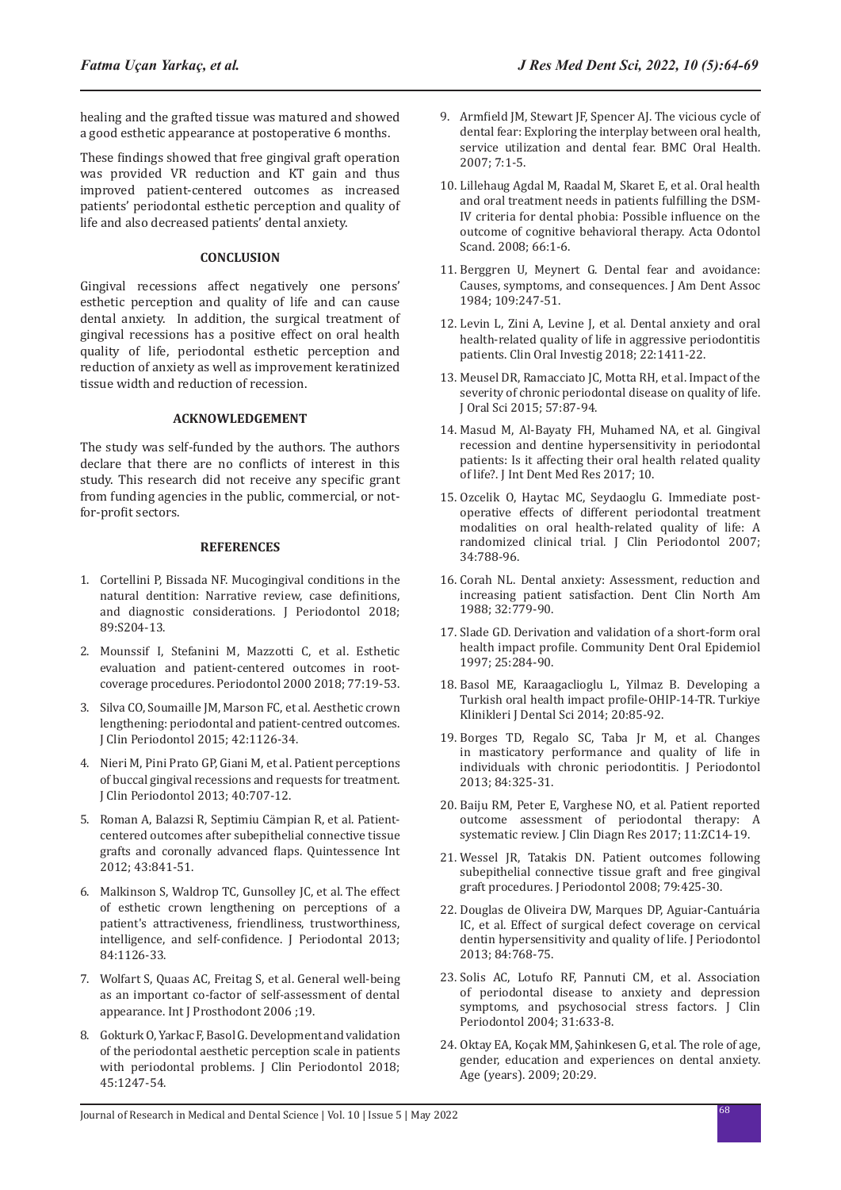healing and the grafted tissue was matured and showed a good esthetic appearance at postoperative 6 months.

These findings showed that free gingival graft operation was provided VR reduction and KT gain and thus improved patient-centered outcomes as increased patients' periodontal esthetic perception and quality of life and also decreased patients' dental anxiety.

## CONCLUSION

Gingival recessions affect negatively one persons' esthetic perception and quality of life and can cause dental anxiety. In addition, the surgical treatment of gingival recessions has a positive effect on oral health quality of life, periodontal esthetic perception and reduction of anxiety as well as improvement keratinized tissue width and reduction of recession.

## ACKNOWLEDGEMENT

The study was self-funded by the authors. The authors declare that there are no conflicts of interest in this study. This research did not receive any specific grant from funding agencies in the public, commercial, or not-for-profit sectors.

## REFERENCES

1. Cortellini P, Bissada NF. Mucogingival conditions in the natural dentition: Narrative review, case definitions, and diagnostic considerations. J Periodontol 2018; 89:S204-13.
2. Mounssif I, Stefanini M, Mazzotti C, et al. Esthetic evaluation and patient-centered outcomes in root-coverage procedures. Periodontol 2000 2018; 77:19-53.
3. Silva CO, Soumaille JM, Marson FC, et al. Aesthetic crown lengthening: periodontal and patient-centred outcomes. J Clin Periodontol 2015; 42:1126-34.
4. Nieri M, Pini Prato GP, Giani M, et al. Patient perceptions of buccal gingival recessions and requests for treatment. J Clin Periodontol 2013; 40:707-12.
5. Roman A, Balazsi R, Septimiu Cămpian R, et al. Patient-centered outcomes after subepithelial connective tissue grafts and coronally advanced flaps. Quintessence Int 2012; 43:841-51.
6. Malkinson S, Waldrop TC, Gunsolley JC, et al. The effect of esthetic crown lengthening on perceptions of a patient's attractiveness, friendliness, trustworthiness, intelligence, and self-confidence. J Periodontal 2013; 84:1126-33.
7. Wolfart S, Quaas AC, Freitag S, et al. General well-being as an important co-factor of self-assessment of dental appearance. Int J Prosthodont 2006 ;19.
8. Gokturk O, Yarkac F, Basol G. Development and validation of the periodontal aesthetic perception scale in patients with periodontal problems. J Clin Periodontol 2018; 45:1247-54.
9. Armfield JM, Stewart JF, Spencer AJ. The vicious cycle of dental fear: Exploring the interplay between oral health, service utilization and dental fear. BMC Oral Health. 2007; 7:1-5.
10. Lillehaug Agdal M, Raadal M, Skaret E, et al. Oral health and oral treatment needs in patients fulfilling the DSM-IV criteria for dental phobia: Possible influence on the outcome of cognitive behavioral therapy. Acta Odontol Scand. 2008; 66:1-6.
11. Berggren U, Meynert G. Dental fear and avoidance: Causes, symptoms, and consequences. J Am Dent Assoc 1984; 109:247-51.
12. Levin L, Zini A, Levine J, et al. Dental anxiety and oral health-related quality of life in aggressive periodontitis patients. Clin Oral Investig 2018; 22:1411-22.
13. Meusel DR, Ramacciato JC, Motta RH, et al. Impact of the severity of chronic periodontal disease on quality of life. J Oral Sci 2015; 57:87-94.
14. Masud M, Al-Bayaty FH, Muhamed NA, et al. Gingival recession and dentine hypersensitivity in periodontal patients: Is it affecting their oral health related quality of life?. J Int Dent Med Res 2017; 10.
15. Ozcelik O, Haytac MC, Seydaoglu G. Immediate post-operative effects of different periodontal treatment modalities on oral health-related quality of life: A randomized clinical trial. J Clin Periodontol 2007; 34:788-96.
16. Corah NL. Dental anxiety: Assessment, reduction and increasing patient satisfaction. Dent Clin North Am 1988; 32:779-90.
17. Slade GD. Derivation and validation of a short-form oral health impact profile. Community Dent Oral Epidemiol 1997; 25:284-90.
18. Basol ME, Karaagaclioglu L, Yilmaz B. Developing a Turkish oral health impact profile-OHIP-14-TR. Turkiye Klinikleri J Dental Sci 2014; 20:85-92.
19. Borges TD, Regalo SC, Taba Jr M, et al. Changes in masticatory performance and quality of life in individuals with chronic periodontitis. J Periodontol 2013; 84:325-31.
20. Baiju RM, Peter E, Varghese NO, et al. Patient reported outcome assessment of periodontal therapy: A systematic review. J Clin Diagn Res 2017; 11:ZC14-19.
21. Wessel JR, Tatakis DN. Patient outcomes following subepithelial connective tissue graft and free gingival graft procedures. J Periodontol 2008; 79:425-30.
22. Douglas de Oliveira DW, Marques DP, Aguiar-Cantuária IC, et al. Effect of surgical defect coverage on cervical dentin hypersensitivity and quality of life. J Periodontol 2013; 84:768-75.
23. Solis AC, Lotufo RF, Pannuti CM, et al. Association of periodontal disease to anxiety and depression symptoms, and psychosocial stress factors. J Clin Periodontol 2004; 31:633-8.
24. Oktay EA, Koçak MM, Şahinkesen G, et al. The role of age, gender, education and experiences on dental anxiety. Age (years). 2009; 20:29.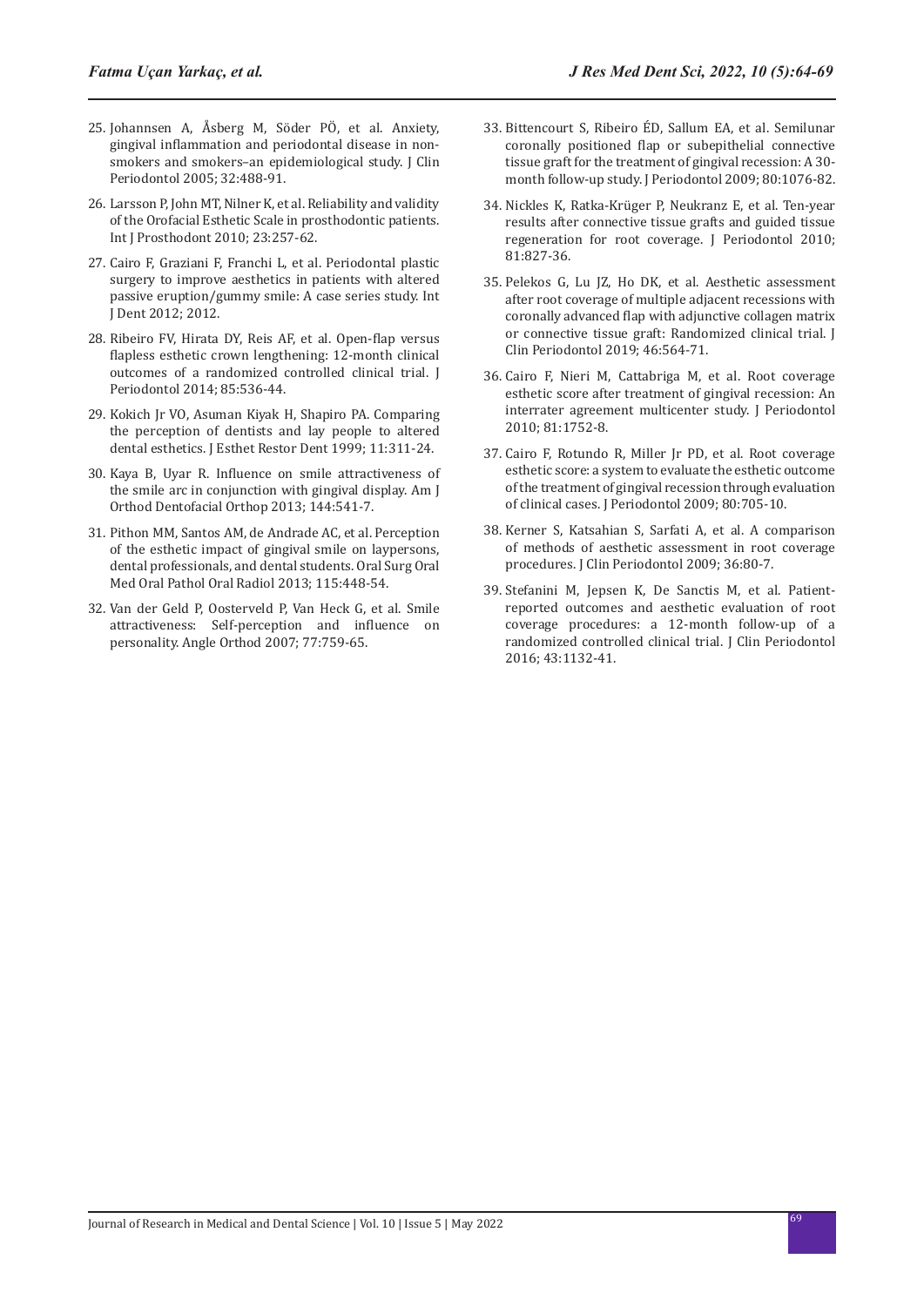25. Johannsen A, Åsberg M, Söder PÖ, et al. Anxiety, gingival inflammation and periodontal disease in non-smokers and smokers–an epidemiological study. J Clin Periodontol 2005; 32:488-91.

26. Larsson P, John MT, Nilner K, et al. Reliability and validity of the Orofacial Esthetic Scale in prosthodontic patients. Int J Prosthodont 2010; 23:257-62.

27. Cairo F, Graziani F, Franchi L, et al. Periodontal plastic surgery to improve aesthetics in patients with altered passive eruption/gummy smile: A case series study. Int J Dent 2012; 2012.

28. Ribeiro FV, Hirata DY, Reis AF, et al. Open-flap versus flapless esthetic crown lengthening: 12-month clinical outcomes of a randomized controlled clinical trial. J Periodontol 2014; 85:536-44.

29. Kokich Jr VO, Asuman Kiyak H, Shapiro PA. Comparing the perception of dentists and lay people to altered dental esthetics. J Esthet Restor Dent 1999; 11:311-24.

30. Kaya B, Uyar R. Influence on smile attractiveness of the smile arc in conjunction with gingival display. Am J Orthod Dentofacial Orthop 2013; 144:541-7.

31. Pithon MM, Santos AM, de Andrade AC, et al. Perception of the esthetic impact of gingival smile on laypersons, dental professionals, and dental students. Oral Surg Oral Med Oral Pathol Oral Radiol 2013; 115:448-54.

32. Van der Geld P, Oosterveld P, Van Heck G, et al. Smile attractiveness: Self-perception and influence on personality. Angle Orthod 2007; 77:759-65.

33. Bittencourt S, Ribeiro ÉD, Sallum EA, et al. Semilunar coronally positioned flap or subepithelial connective tissue graft for the treatment of gingival recession: A 30-month follow-up study. J Periodontol 2009; 80:1076-82.

34. Nickles K, Ratka-Krüger P, Neukranz E, et al. Ten-year results after connective tissue grafts and guided tissue regeneration for root coverage. J Periodontol 2010; 81:827-36.

35. Pelekos G, Lu JZ, Ho DK, et al. Aesthetic assessment after root coverage of multiple adjacent recessions with coronally advanced flap with adjunctive collagen matrix or connective tissue graft: Randomized clinical trial. J Clin Periodontol 2019; 46:564-71.

36. Cairo F, Nieri M, Cattabriga M, et al. Root coverage esthetic score after treatment of gingival recession: An interrater agreement multicenter study. J Periodontol 2010; 81:1752-8.

37. Cairo F, Rotundo R, Miller Jr PD, et al. Root coverage esthetic score: a system to evaluate the esthetic outcome of the treatment of gingival recession through evaluation of clinical cases. J Periodontol 2009; 80:705-10.

38. Kerner S, Katsahian S, Sarfati A, et al. A comparison of methods of aesthetic assessment in root coverage procedures. J Clin Periodontol 2009; 36:80-7.

39. Stefanini M, Jepsen K, De Sanctis M, et al. Patient-reported outcomes and aesthetic evaluation of root coverage procedures: a 12-month follow-up of a randomized controlled clinical trial. J Clin Periodontol 2016; 43:1132-41.